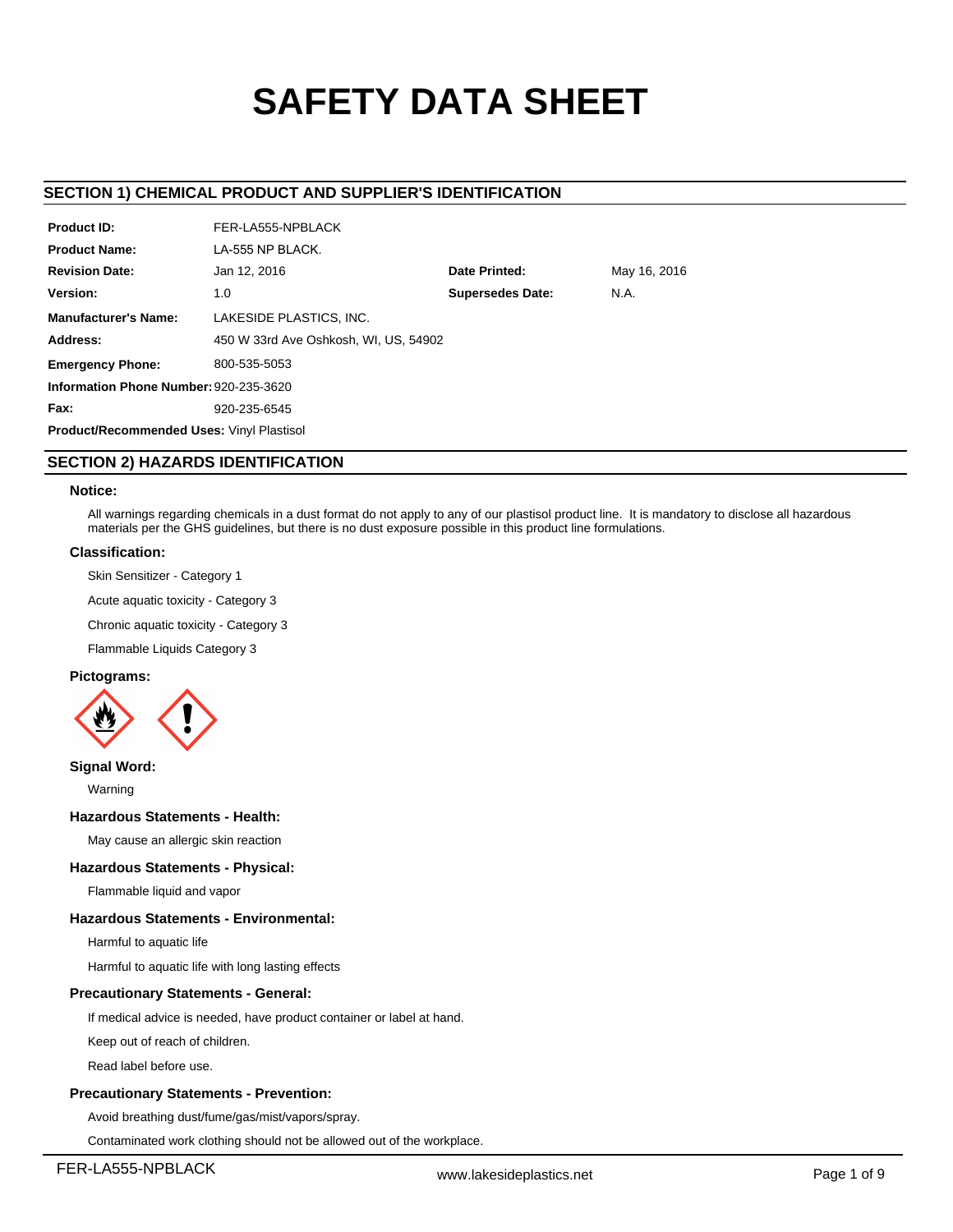# SAFETY DATA SHEET

## SECTION 1) CHEMICAL PRODUCT AND SUPPLIER'S IDENTIFICATION

| | | | |
|---|---|---|---|
| **Product ID:** | FER-LA555-NPBLACK | | |
| **Product Name:** | LA-555 NP BLACK. | | |
| **Revision Date:** | Jan 12, 2016 | **Date Printed:** | May 16, 2016 |
| **Version:** | 1.0 | **Supersedes Date:** | N.A. |
| **Manufacturer's Name:** | LAKESIDE PLASTICS, INC. | | |
| **Address:** | 450 W 33rd Ave Oshkosh, WI, US, 54902 | | |
| **Emergency Phone:** | 800-535-5053 | | |
| **Information Phone Number:** | 920-235-3620 | | |
| **Fax:** | 920-235-6545 | | |

**Product/Recommended Uses:** Vinyl Plastisol

## SECTION 2) HAZARDS IDENTIFICATION

### Notice:

All warnings regarding chemicals in a dust format do not apply to any of our plastisol product line. It is mandatory to disclose all hazardous materials per the GHS guidelines, but there is no dust exposure possible in this product line formulations.

### Classification:

Skin Sensitizer - Category 1

Acute aquatic toxicity - Category 3

Chronic aquatic toxicity - Category 3

Flammable Liquids Category 3

### Pictograms:

### Signal Word:

Warning

### Hazardous Statements - Health:

May cause an allergic skin reaction

### Hazardous Statements - Physical:

Flammable liquid and vapor

### Hazardous Statements - Environmental:

Harmful to aquatic life

Harmful to aquatic life with long lasting effects

### Precautionary Statements - General:

If medical advice is needed, have product container or label at hand.

Keep out of reach of children.

Read label before use.

### Precautionary Statements - Prevention:

Avoid breathing dust/fume/gas/mist/vapors/spray.

Contaminated work clothing should not be allowed out of the workplace.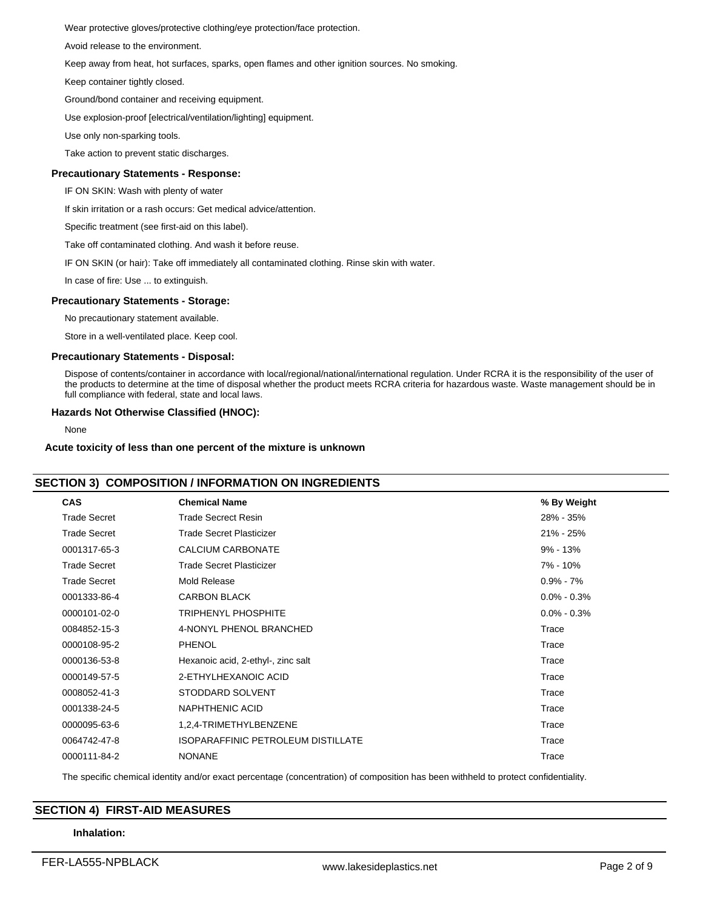Wear protective gloves/protective clothing/eye protection/face protection.

Avoid release to the environment.

Keep away from heat, hot surfaces, sparks, open flames and other ignition sources. No smoking.

Keep container tightly closed.

Ground/bond container and receiving equipment.

Use explosion-proof [electrical/ventilation/lighting] equipment.

Use only non-sparking tools.

Take action to prevent static discharges.

### Precautionary Statements - Response:

IF ON SKIN: Wash with plenty of water

If skin irritation or a rash occurs: Get medical advice/attention.

Specific treatment (see first-aid on this label).

Take off contaminated clothing. And wash it before reuse.

IF ON SKIN (or hair): Take off immediately all contaminated clothing. Rinse skin with water.

In case of fire: Use ... to extinguish.

### Precautionary Statements - Storage:

No precautionary statement available.

Store in a well-ventilated place. Keep cool.

### Precautionary Statements - Disposal:

Dispose of contents/container in accordance with local/regional/national/international regulation. Under RCRA it is the responsibility of the user of the products to determine at the time of disposal whether the product meets RCRA criteria for hazardous waste. Waste management should be in full compliance with federal, state and local laws.

### Hazards Not Otherwise Classified (HNOC):

None

**Acute toxicity of less than one percent of the mixture is unknown**

## SECTION 3) COMPOSITION / INFORMATION ON INGREDIENTS

| CAS | Chemical Name | % By Weight |
|---|---|---|
| Trade Secret | Trade Secrect Resin | 28% - 35% |
| Trade Secret | Trade Secret Plasticizer | 21% - 25% |
| 0001317-65-3 | CALCIUM CARBONATE | 9% - 13% |
| Trade Secret | Trade Secret Plasticizer | 7% - 10% |
| Trade Secret | Mold Release | 0.9% - 7% |
| 0001333-86-4 | CARBON BLACK | 0.0% - 0.3% |
| 0000101-02-0 | TRIPHENYL PHOSPHITE | 0.0% - 0.3% |
| 0084852-15-3 | 4-NONYL PHENOL BRANCHED | Trace |
| 0000108-95-2 | PHENOL | Trace |
| 0000136-53-8 | Hexanoic acid, 2-ethyl-, zinc salt | Trace |
| 0000149-57-5 | 2-ETHYLHEXANOIC ACID | Trace |
| 0008052-41-3 | STODDARD SOLVENT | Trace |
| 0001338-24-5 | NAPHTHENIC ACID | Trace |
| 0000095-63-6 | 1,2,4-TRIMETHYLBENZENE | Trace |
| 0064742-47-8 | ISOPARAFFINIC PETROLEUM DISTILLATE | Trace |
| 0000111-84-2 | NONANE | Trace |

The specific chemical identity and/or exact percentage (concentration) of composition has been withheld to protect confidentiality.

## SECTION 4) FIRST-AID MEASURES

### Inhalation: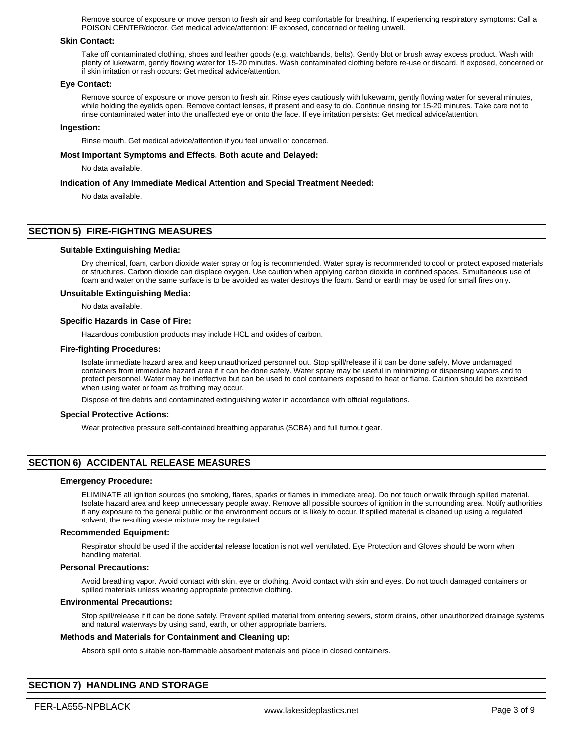Remove source of exposure or move person to fresh air and keep comfortable for breathing. If experiencing respiratory symptoms: Call a POISON CENTER/doctor. Get medical advice/attention: IF exposed, concerned or feeling unwell.

### Skin Contact:

Take off contaminated clothing, shoes and leather goods (e.g. watchbands, belts). Gently blot or brush away excess product. Wash with plenty of lukewarm, gently flowing water for 15-20 minutes. Wash contaminated clothing before re-use or discard. If exposed, concerned or if skin irritation or rash occurs: Get medical advice/attention.

### Eye Contact:

Remove source of exposure or move person to fresh air. Rinse eyes cautiously with lukewarm, gently flowing water for several minutes, while holding the eyelids open. Remove contact lenses, if present and easy to do. Continue rinsing for 15-20 minutes. Take care not to rinse contaminated water into the unaffected eye or onto the face. If eye irritation persists: Get medical advice/attention.

### Ingestion:

Rinse mouth. Get medical advice/attention if you feel unwell or concerned.

### Most Important Symptoms and Effects, Both acute and Delayed:

No data available.

### Indication of Any Immediate Medical Attention and Special Treatment Needed:

No data available.

## SECTION 5) FIRE-FIGHTING MEASURES

### Suitable Extinguishing Media:

Dry chemical, foam, carbon dioxide water spray or fog is recommended. Water spray is recommended to cool or protect exposed materials or structures. Carbon dioxide can displace oxygen. Use caution when applying carbon dioxide in confined spaces. Simultaneous use of foam and water on the same surface is to be avoided as water destroys the foam. Sand or earth may be used for small fires only.

### Unsuitable Extinguishing Media:

No data available.

### Specific Hazards in Case of Fire:

Hazardous combustion products may include HCL and oxides of carbon.

### Fire-fighting Procedures:

Isolate immediate hazard area and keep unauthorized personnel out. Stop spill/release if it can be done safely. Move undamaged containers from immediate hazard area if it can be done safely. Water spray may be useful in minimizing or dispersing vapors and to protect personnel. Water may be ineffective but can be used to cool containers exposed to heat or flame. Caution should be exercised when using water or foam as frothing may occur.

Dispose of fire debris and contaminated extinguishing water in accordance with official regulations.

### Special Protective Actions:

Wear protective pressure self-contained breathing apparatus (SCBA) and full turnout gear.

## SECTION 6) ACCIDENTAL RELEASE MEASURES

### Emergency Procedure:

ELIMINATE all ignition sources (no smoking, flares, sparks or flames in immediate area). Do not touch or walk through spilled material. Isolate hazard area and keep unnecessary people away. Remove all possible sources of ignition in the surrounding area. Notify authorities if any exposure to the general public or the environment occurs or is likely to occur. If spilled material is cleaned up using a regulated solvent, the resulting waste mixture may be regulated.

### Recommended Equipment:

Respirator should be used if the accidental release location is not well ventilated. Eye Protection and Gloves should be worn when handling material.

### Personal Precautions:

Avoid breathing vapor. Avoid contact with skin, eye or clothing. Avoid contact with skin and eyes. Do not touch damaged containers or spilled materials unless wearing appropriate protective clothing.

### Environmental Precautions:

Stop spill/release if it can be done safely. Prevent spilled material from entering sewers, storm drains, other unauthorized drainage systems and natural waterways by using sand, earth, or other appropriate barriers.

### Methods and Materials for Containment and Cleaning up:

Absorb spill onto suitable non-flammable absorbent materials and place in closed containers.

## SECTION 7) HANDLING AND STORAGE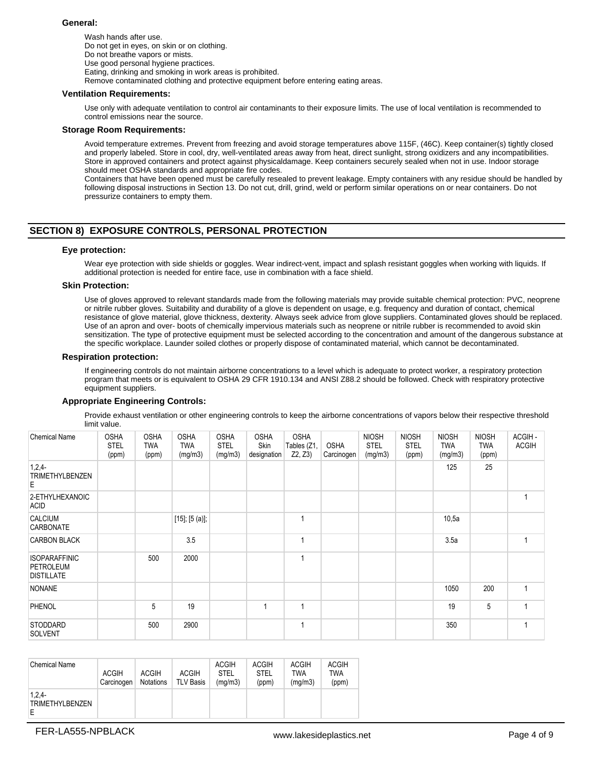### General:

Wash hands after use.
Do not get in eyes, on skin or on clothing.
Do not breathe vapors or mists.
Use good personal hygiene practices.
Eating, drinking and smoking in work areas is prohibited.
Remove contaminated clothing and protective equipment before entering eating areas.

### Ventilation Requirements:

Use only with adequate ventilation to control air contaminants to their exposure limits. The use of local ventilation is recommended to control emissions near the source.

### Storage Room Requirements:

Avoid temperature extremes. Prevent from freezing and avoid storage temperatures above 115F, (46C). Keep container(s) tightly closed and properly labeled. Store in cool, dry, well-ventilated areas away from heat, direct sunlight, strong oxidizers and any incompatibilities. Store in approved containers and protect against physicaldamage. Keep containers securely sealed when not in use. Indoor storage should meet OSHA standards and appropriate fire codes.
Containers that have been opened must be carefully resealed to prevent leakage. Empty containers with any residue should be handled by following disposal instructions in Section 13. Do not cut, drill, grind, weld or perform similar operations on or near containers. Do not pressurize containers to empty them.

## SECTION 8) EXPOSURE CONTROLS, PERSONAL PROTECTION

### Eye protection:

Wear eye protection with side shields or goggles. Wear indirect-vent, impact and splash resistant goggles when working with liquids. If additional protection is needed for entire face, use in combination with a face shield.

### Skin Protection:

Use of gloves approved to relevant standards made from the following materials may provide suitable chemical protection: PVC, neoprene or nitrile rubber gloves. Suitability and durability of a glove is dependent on usage, e.g. frequency and duration of contact, chemical resistance of glove material, glove thickness, dexterity. Always seek advice from glove suppliers. Contaminated gloves should be replaced. Use of an apron and over- boots of chemically impervious materials such as neoprene or nitrile rubber is recommended to avoid skin sensitization. The type of protective equipment must be selected according to the concentration and amount of the dangerous substance at the specific workplace. Launder soiled clothes or properly dispose of contaminated material, which cannot be decontaminated.

### Respiration protection:

If engineering controls do not maintain airborne concentrations to a level which is adequate to protect worker, a respiratory protection program that meets or is equivalent to OSHA 29 CFR 1910.134 and ANSI Z88.2 should be followed. Check with respiratory protective equipment suppliers.

### Appropriate Engineering Controls:

Provide exhaust ventilation or other engineering controls to keep the airborne concentrations of vapors below their respective threshold limit value.

| Chemical Name | OSHA STEL (ppm) | OSHA TWA (ppm) | OSHA TWA (mg/m3) | OSHA STEL (mg/m3) | OSHA Skin designation | OSHA Tables (Z1, Z2, Z3) | OSHA Carcinogen | NIOSH STEL (mg/m3) | NIOSH STEL (ppm) | NIOSH TWA (mg/m3) | NIOSH TWA (ppm) | ACGIH - ACGIH |
|---|---|---|---|---|---|---|---|---|---|---|---|---|
| 1,2,4-TRIMETHYLBENZENE | | | | | | | | | | 125 | 25 | |
| 2-ETHYLHEXANOIC ACID | | | | | | | | | | | | 1 |
| CALCIUM CARBONATE | | | [15]; [5 (a)]; | | | 1 | | | | 10,5a | | |
| CARBON BLACK | | | 3.5 | | | 1 | | | | 3.5a | | 1 |
| ISOPARAFFINIC PETROLEUM DISTILLATE | | 500 | 2000 | | | 1 | | | | | | |
| NONANE | | | | | | | | | | 1050 | 200 | 1 |
| PHENOL | | 5 | 19 | | 1 | 1 | | | | 19 | 5 | 1 |
| STODDARD SOLVENT | | 500 | 2900 | | | 1 | | | | 350 | | 1 |

| Chemical Name | ACGIH Carcinogen | ACGIH Notations | ACGIH TLV Basis | ACGIH STEL (mg/m3) | ACGIH STEL (ppm) | ACGIH TWA (mg/m3) | ACGIH TWA (ppm) |
|---|---|---|---|---|---|---|---|
| 1,2,4-TRIMETHYLBENZENE | | | | | | | |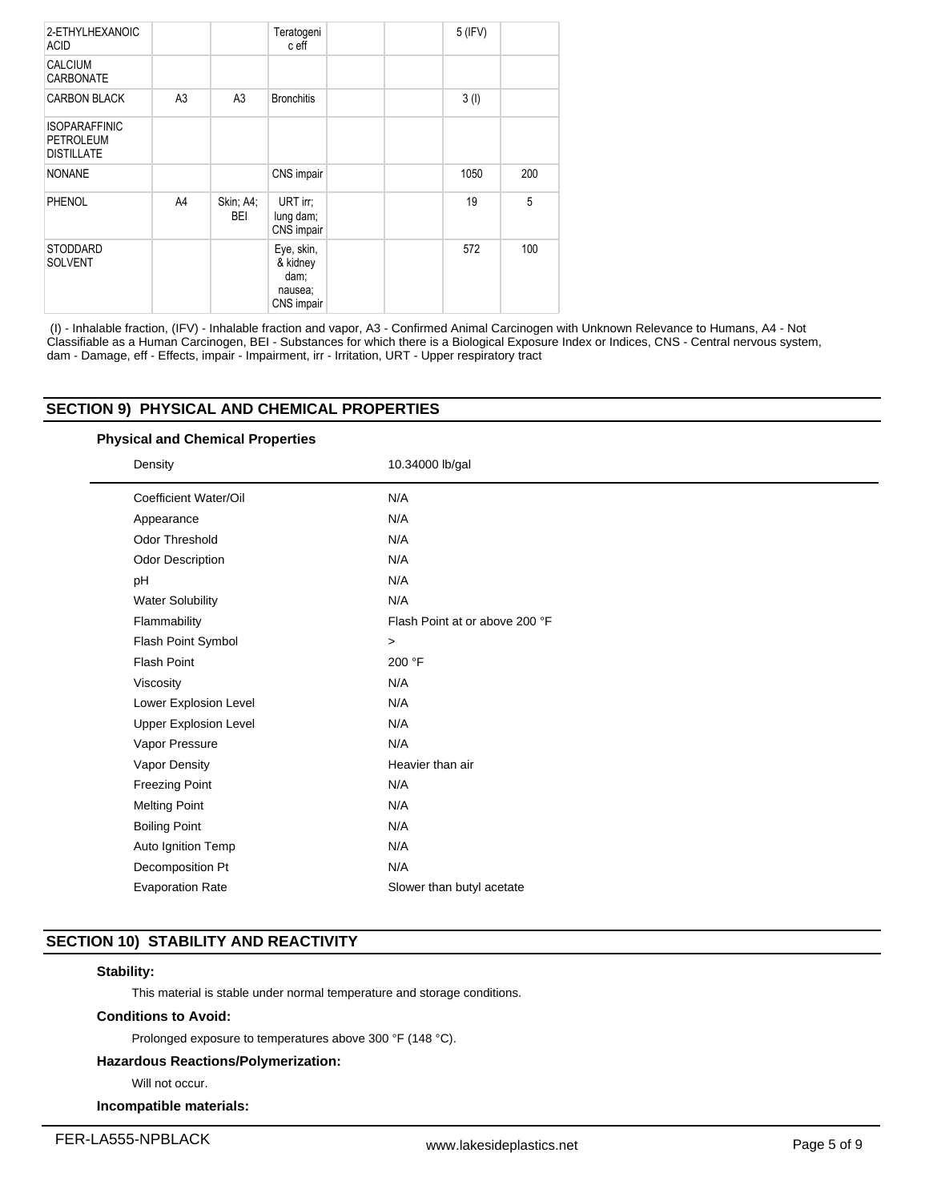| | | | | | | | |
|---|---|---|---|---|---|---|---|
| 2-ETHYLHEXANOIC ACID | | | Teratogenic eff | | | 5 (IFV) | |
| CALCIUM CARBONATE | | | | | | | |
| CARBON BLACK | A3 | A3 | Bronchitis | | | 3 (I) | |
| ISOPARAFFINIC PETROLEUM DISTILLATE | | | | | | | |
| NONANE | | | CNS impair | | | 1050 | 200 |
| PHENOL | A4 | Skin; A4; BEI | URT irr; lung dam; CNS impair | | | 19 | 5 |
| STODDARD SOLVENT | | | Eye, skin, & kidney dam; nausea; CNS impair | | | 572 | 100 |

(I) - Inhalable fraction, (IFV) - Inhalable fraction and vapor, A3 - Confirmed Animal Carcinogen with Unknown Relevance to Humans, A4 - Not Classifiable as a Human Carcinogen, BEI - Substances for which there is a Biological Exposure Index or Indices, CNS - Central nervous system, dam - Damage, eff - Effects, impair - Impairment, irr - Irritation, URT - Upper respiratory tract

## SECTION 9) PHYSICAL AND CHEMICAL PROPERTIES

### Physical and Chemical Properties

| Property | Value |
|---|---|
| Density | 10.34000 lb/gal |
| Coefficient Water/Oil | N/A |
| Appearance | N/A |
| Odor Threshold | N/A |
| Odor Description | N/A |
| pH | N/A |
| Water Solubility | N/A |
| Flammability | Flash Point at or above 200 °F |
| Flash Point Symbol | > |
| Flash Point | 200 °F |
| Viscosity | N/A |
| Lower Explosion Level | N/A |
| Upper Explosion Level | N/A |
| Vapor Pressure | N/A |
| Vapor Density | Heavier than air |
| Freezing Point | N/A |
| Melting Point | N/A |
| Boiling Point | N/A |
| Auto Ignition Temp | N/A |
| Decomposition Pt | N/A |
| Evaporation Rate | Slower than butyl acetate |

## SECTION 10) STABILITY AND REACTIVITY

**Stability:**

This material is stable under normal temperature and storage conditions.

**Conditions to Avoid:**

Prolonged exposure to temperatures above 300 °F (148 °C).

**Hazardous Reactions/Polymerization:**

Will not occur.

**Incompatible materials:**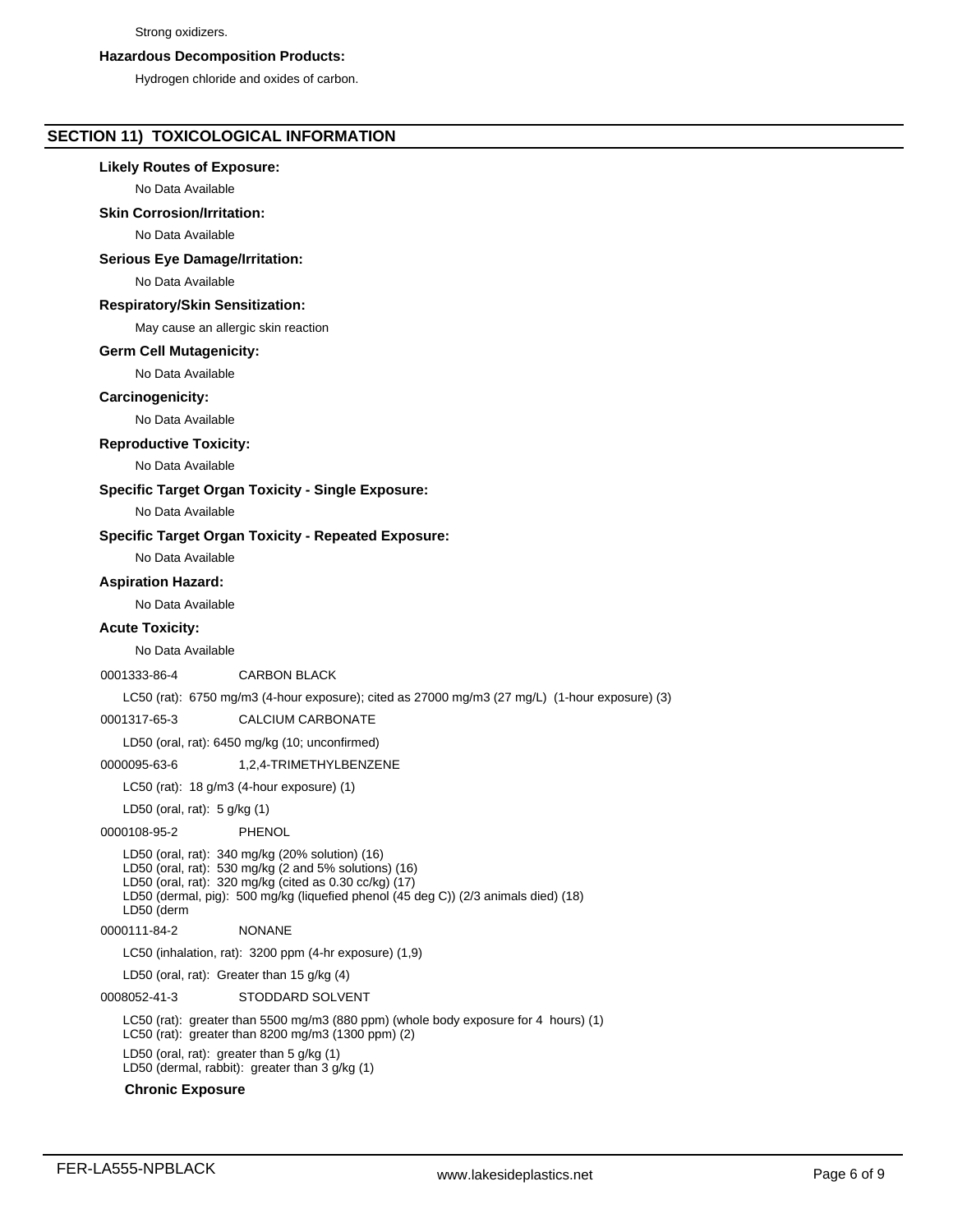Strong oxidizers.

**Hazardous Decomposition Products:**

Hydrogen chloride and oxides of carbon.

## SECTION 11) TOXICOLOGICAL INFORMATION

**Likely Routes of Exposure:**

No Data Available

**Skin Corrosion/Irritation:**

No Data Available

**Serious Eye Damage/Irritation:**

No Data Available

**Respiratory/Skin Sensitization:**

May cause an allergic skin reaction

**Germ Cell Mutagenicity:**

No Data Available

**Carcinogenicity:**

No Data Available

**Reproductive Toxicity:**

No Data Available

**Specific Target Organ Toxicity - Single Exposure:**

No Data Available

**Specific Target Organ Toxicity - Repeated Exposure:**

No Data Available

**Aspiration Hazard:**

No Data Available

**Acute Toxicity:**

No Data Available

0001333-86-4 CARBON BLACK

LC50 (rat): 6750 mg/m3 (4-hour exposure); cited as 27000 mg/m3 (27 mg/L) (1-hour exposure) (3)

0001317-65-3 CALCIUM CARBONATE

LD50 (oral, rat): 6450 mg/kg (10; unconfirmed)

0000095-63-6 1,2,4-TRIMETHYLBENZENE

LC50 (rat): 18 g/m3 (4-hour exposure) (1)

LD50 (oral, rat): 5 g/kg (1)

0000108-95-2 PHENOL

LD50 (oral, rat): 340 mg/kg (20% solution) (16)
LD50 (oral, rat): 530 mg/kg (2 and 5% solutions) (16)
LD50 (oral, rat): 320 mg/kg (cited as 0.30 cc/kg) (17)
LD50 (dermal, pig): 500 mg/kg (liquefied phenol (45 deg C)) (2/3 animals died) (18)
LD50 (derm

0000111-84-2 NONANE

LC50 (inhalation, rat): 3200 ppm (4-hr exposure) (1,9)

LD50 (oral, rat): Greater than 15 g/kg (4)

0008052-41-3 STODDARD SOLVENT

LC50 (rat): greater than 5500 mg/m3 (880 ppm) (whole body exposure for 4 hours) (1)
LC50 (rat): greater than 8200 mg/m3 (1300 ppm) (2)

LD50 (oral, rat): greater than 5 g/kg (1)
LD50 (dermal, rabbit): greater than 3 g/kg (1)

**Chronic Exposure**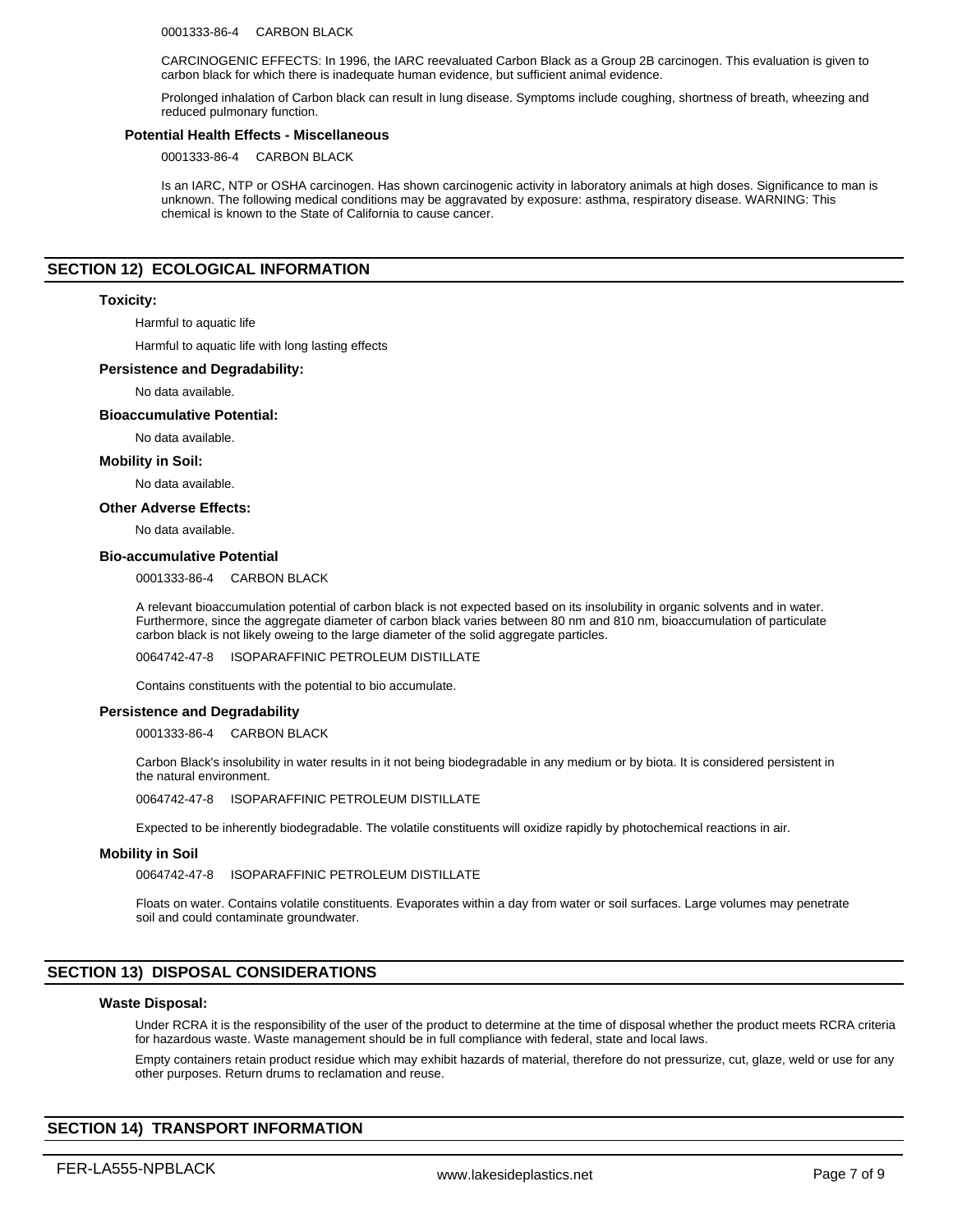0001333-86-4 CARBON BLACK

CARCINOGENIC EFFECTS: In 1996, the IARC reevaluated Carbon Black as a Group 2B carcinogen. This evaluation is given to carbon black for which there is inadequate human evidence, but sufficient animal evidence.

Prolonged inhalation of Carbon black can result in lung disease. Symptoms include coughing, shortness of breath, wheezing and reduced pulmonary function.

**Potential Health Effects - Miscellaneous**

0001333-86-4 CARBON BLACK

Is an IARC, NTP or OSHA carcinogen. Has shown carcinogenic activity in laboratory animals at high doses. Significance to man is unknown. The following medical conditions may be aggravated by exposure: asthma, respiratory disease. WARNING: This chemical is known to the State of California to cause cancer.

## SECTION 12) ECOLOGICAL INFORMATION

**Toxicity:**

Harmful to aquatic life

Harmful to aquatic life with long lasting effects

**Persistence and Degradability:**

No data available.

**Bioaccumulative Potential:**

No data available.

**Mobility in Soil:**

No data available.

**Other Adverse Effects:**

No data available.

**Bio-accumulative Potential**

0001333-86-4 CARBON BLACK

A relevant bioaccumulation potential of carbon black is not expected based on its insolubility in organic solvents and in water. Furthermore, since the aggregate diameter of carbon black varies between 80 nm and 810 nm, bioaccumulation of particulate carbon black is not likely oweing to the large diameter of the solid aggregate particles.

0064742-47-8 ISOPARAFFINIC PETROLEUM DISTILLATE

Contains constituents with the potential to bio accumulate.

**Persistence and Degradability**

0001333-86-4 CARBON BLACK

Carbon Black's insolubility in water results in it not being biodegradable in any medium or by biota. It is considered persistent in the natural environment.

0064742-47-8 ISOPARAFFINIC PETROLEUM DISTILLATE

Expected to be inherently biodegradable. The volatile constituents will oxidize rapidly by photochemical reactions in air.

**Mobility in Soil**

0064742-47-8 ISOPARAFFINIC PETROLEUM DISTILLATE

Floats on water. Contains volatile constituents. Evaporates within a day from water or soil surfaces. Large volumes may penetrate soil and could contaminate groundwater.

## SECTION 13) DISPOSAL CONSIDERATIONS

**Waste Disposal:**

Under RCRA it is the responsibility of the user of the product to determine at the time of disposal whether the product meets RCRA criteria for hazardous waste. Waste management should be in full compliance with federal, state and local laws.

Empty containers retain product residue which may exhibit hazards of material, therefore do not pressurize, cut, glaze, weld or use for any other purposes. Return drums to reclamation and reuse.

## SECTION 14) TRANSPORT INFORMATION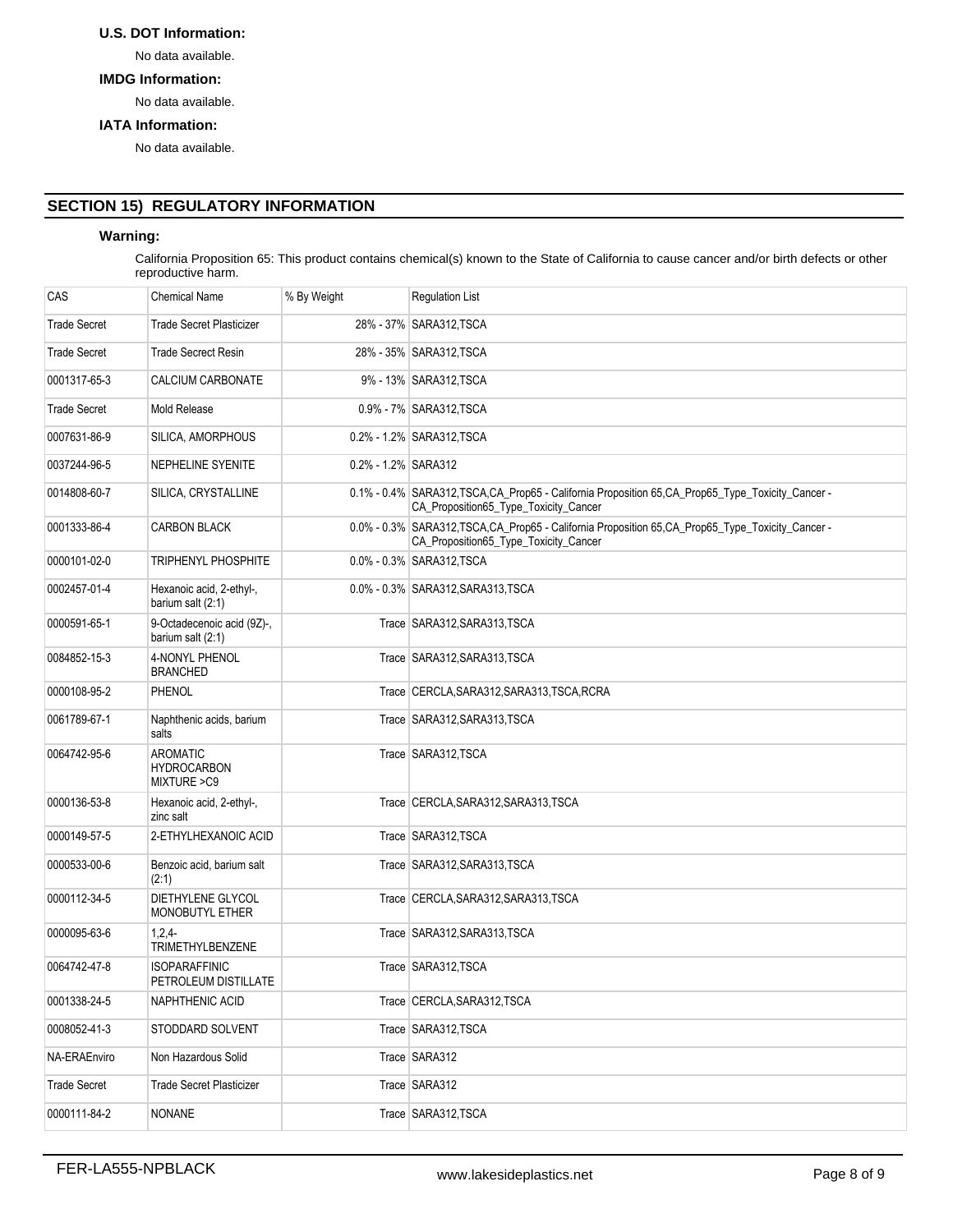**U.S. DOT Information:**

No data available.

**IMDG Information:**

No data available.

**IATA Information:**

No data available.

## SECTION 15) REGULATORY INFORMATION

**Warning:**

California Proposition 65: This product contains chemical(s) known to the State of California to cause cancer and/or birth defects or other reproductive harm.

| CAS | Chemical Name | % By Weight | Regulation List |
|---|---|---|---|
| Trade Secret | Trade Secret Plasticizer | 28% - 37% | SARA312,TSCA |
| Trade Secret | Trade Secrect Resin | 28% - 35% | SARA312,TSCA |
| 0001317-65-3 | CALCIUM CARBONATE | 9% - 13% | SARA312,TSCA |
| Trade Secret | Mold Release | 0.9% - 7% | SARA312,TSCA |
| 0007631-86-9 | SILICA, AMORPHOUS | 0.2% - 1.2% | SARA312,TSCA |
| 0037244-96-5 | NEPHELINE SYENITE | 0.2% - 1.2% | SARA312 |
| 0014808-60-7 | SILICA, CRYSTALLINE | 0.1% - 0.4% | SARA312,TSCA,CA_Prop65 - California Proposition 65,CA_Prop65_Type_Toxicity_Cancer - CA_Proposition65_Type_Toxicity_Cancer |
| 0001333-86-4 | CARBON BLACK | 0.0% - 0.3% | SARA312,TSCA,CA_Prop65 - California Proposition 65,CA_Prop65_Type_Toxicity_Cancer - CA_Proposition65_Type_Toxicity_Cancer |
| 0000101-02-0 | TRIPHENYL PHOSPHITE | 0.0% - 0.3% | SARA312,TSCA |
| 0002457-01-4 | Hexanoic acid, 2-ethyl-, barium salt (2:1) | 0.0% - 0.3% | SARA312,SARA313,TSCA |
| 0000591-65-1 | 9-Octadecenoic acid (9Z)-, barium salt (2:1) | Trace | SARA312,SARA313,TSCA |
| 0084852-15-3 | 4-NONYL PHENOL BRANCHED | Trace | SARA312,SARA313,TSCA |
| 0000108-95-2 | PHENOL | Trace | CERCLA,SARA312,SARA313,TSCA,RCRA |
| 0061789-67-1 | Naphthenic acids, barium salts | Trace | SARA312,SARA313,TSCA |
| 0064742-95-6 | AROMATIC HYDROCARBON MIXTURE >C9 | Trace | SARA312,TSCA |
| 0000136-53-8 | Hexanoic acid, 2-ethyl-, zinc salt | Trace | CERCLA,SARA312,SARA313,TSCA |
| 0000149-57-5 | 2-ETHYLHEXANOIC ACID | Trace | SARA312,TSCA |
| 0000533-00-6 | Benzoic acid, barium salt (2:1) | Trace | SARA312,SARA313,TSCA |
| 0000112-34-5 | DIETHYLENE GLYCOL MONOBUTYL ETHER | Trace | CERCLA,SARA312,SARA313,TSCA |
| 0000095-63-6 | 1,2,4-TRIMETHYLBENZENE | Trace | SARA312,SARA313,TSCA |
| 0064742-47-8 | ISOPARAFFINIC PETROLEUM DISTILLATE | Trace | SARA312,TSCA |
| 0001338-24-5 | NAPHTHENIC ACID | Trace | CERCLA,SARA312,TSCA |
| 0008052-41-3 | STODDARD SOLVENT | Trace | SARA312,TSCA |
| NA-ERAEnviro | Non Hazardous Solid | Trace | SARA312 |
| Trade Secret | Trade Secret Plasticizer | Trace | SARA312 |
| 0000111-84-2 | NONANE | Trace | SARA312,TSCA |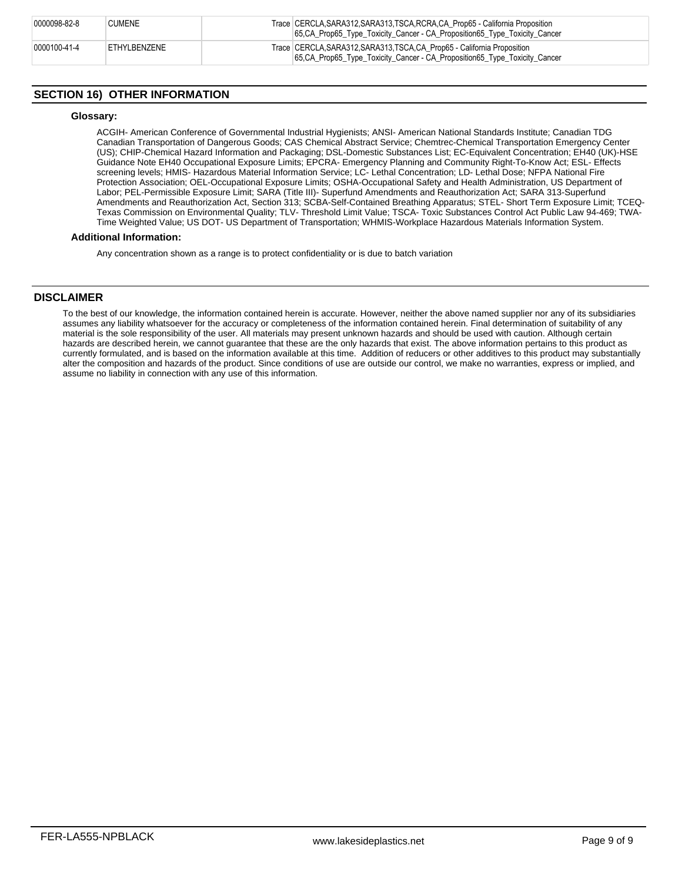| | | | |
|---|---|---|---|
| 0000098-82-8 | CUMENE | Trace | CERCLA,SARA312,SARA313,TSCA,RCRA,CA_Prop65 - California Proposition 65,CA_Prop65_Type_Toxicity_Cancer - CA_Proposition65_Type_Toxicity_Cancer |
| 0000100-41-4 | ETHYLBENZENE | Trace | CERCLA,SARA312,SARA313,TSCA,CA_Prop65 - California Proposition 65,CA_Prop65_Type_Toxicity_Cancer - CA_Proposition65_Type_Toxicity_Cancer |

## SECTION 16) OTHER INFORMATION

### Glossary:

ACGIH- American Conference of Governmental Industrial Hygienists; ANSI- American National Standards Institute; Canadian TDG Canadian Transportation of Dangerous Goods; CAS Chemical Abstract Service; Chemtrec-Chemical Transportation Emergency Center (US); CHIP-Chemical Hazard Information and Packaging; DSL-Domestic Substances List; EC-Equivalent Concentration; EH40 (UK)-HSE Guidance Note EH40 Occupational Exposure Limits; EPCRA- Emergency Planning and Community Right-To-Know Act; ESL- Effects screening levels; HMIS- Hazardous Material Information Service; LC- Lethal Concentration; LD- Lethal Dose; NFPA National Fire Protection Association; OEL-Occupational Exposure Limits; OSHA-Occupational Safety and Health Administration, US Department of Labor; PEL-Permissible Exposure Limit; SARA (Title III)- Superfund Amendments and Reauthorization Act; SARA 313-Superfund Amendments and Reauthorization Act, Section 313; SCBA-Self-Contained Breathing Apparatus; STEL- Short Term Exposure Limit; TCEQ-Texas Commission on Environmental Quality; TLV- Threshold Limit Value; TSCA- Toxic Substances Control Act Public Law 94-469; TWA-Time Weighted Value; US DOT- US Department of Transportation; WHMIS-Workplace Hazardous Materials Information System.

### Additional Information:

Any concentration shown as a range is to protect confidentiality or is due to batch variation

## DISCLAIMER

To the best of our knowledge, the information contained herein is accurate. However, neither the above named supplier nor any of its subsidiaries assumes any liability whatsoever for the accuracy or completeness of the information contained herein. Final determination of suitability of any material is the sole responsibility of the user. All materials may present unknown hazards and should be used with caution. Although certain hazards are described herein, we cannot guarantee that these are the only hazards that exist. The above information pertains to this product as currently formulated, and is based on the information available at this time. Addition of reducers or other additives to this product may substantially alter the composition and hazards of the product. Since conditions of use are outside our control, we make no warranties, express or implied, and assume no liability in connection with any use of this information.